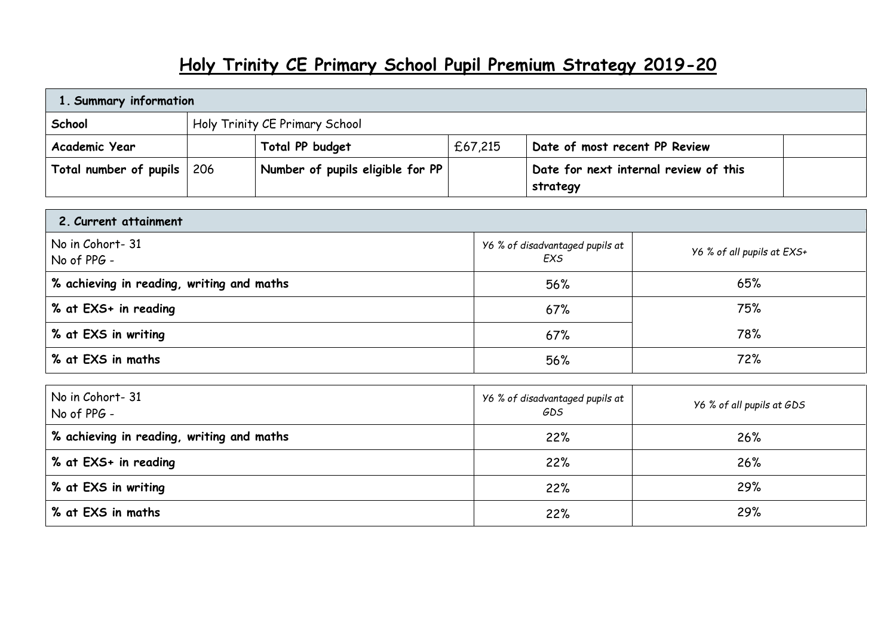# Holy Trinity CE Primary School Pupil Premium Strategy 2019-20

| **1. Summary information** | | | | | |
|---|---|---|---|---|---|
| **School** | Holy Trinity CE Primary School | | | | |
| **Academic Year** | | **Total PP budget** | £67,215 | **Date of most recent PP Review** | |
| **Total number of pupils** | 206 | **Number of pupils eligible for PP** | | **Date for next internal review of this strategy** | |

| **2. Current attainment** | | |
|---|---|---|
| No in Cohort- 31<br>No of PPG - | *Y6 % of disadvantaged pupils at EXS* | *Y6 % of all pupils at EXS+* |
| **% achieving in reading, writing and maths** | 56% | 65% |
| **% at EXS+ in reading** | 67% | 75% |
| **% at EXS in writing** | 67% | 78% |
| **% at EXS in maths** | 56% | 72% |

| No in Cohort- 31<br>No of PPG - | *Y6 % of disadvantaged pupils at GDS* | *Y6 % of all pupils at GDS* |
|---|---|---|
| **% achieving in reading, writing and maths** | 22% | 26% |
| **% at EXS+ in reading** | 22% | 26% |
| **% at EXS in writing** | 22% | 29% |
| **% at EXS in maths** | 22% | 29% |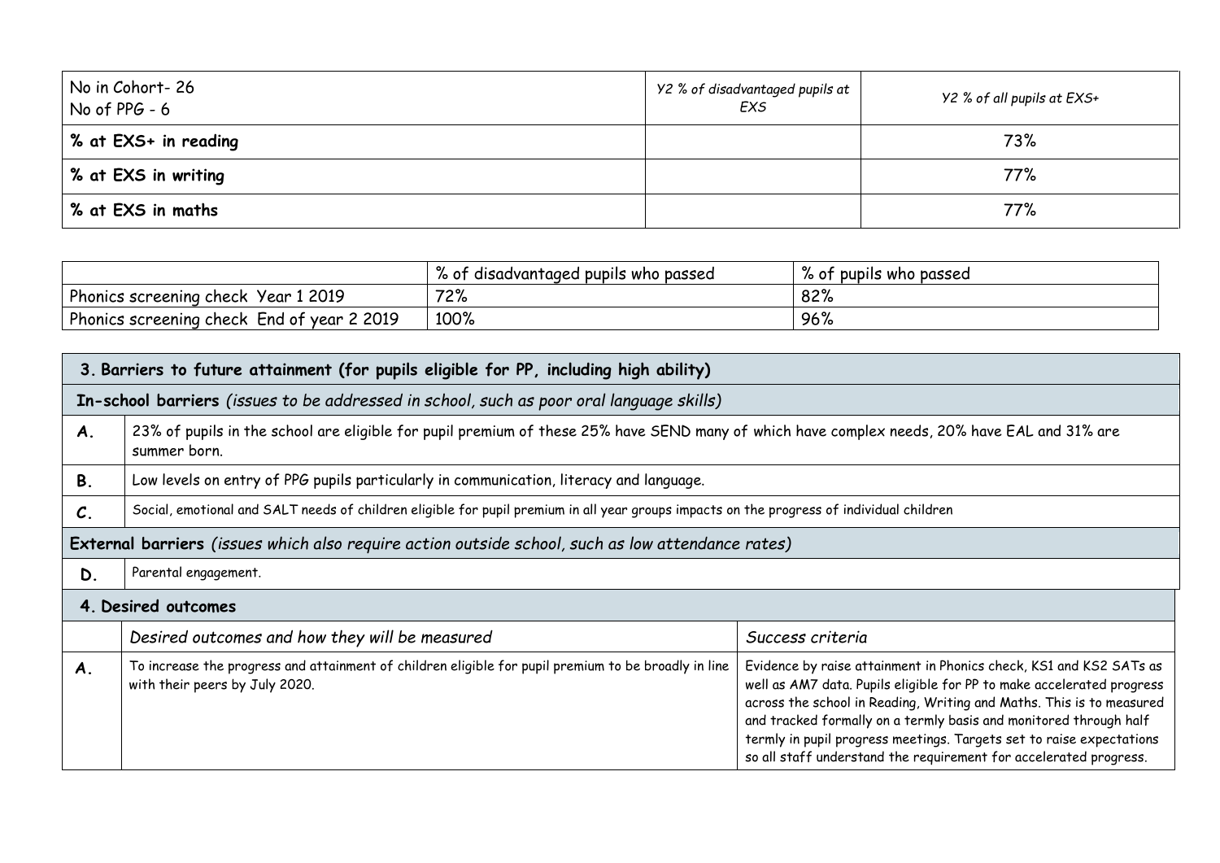| No in Cohort- 26<br>No of PPG - 6 | *Y2 % of disadvantaged pupils at EXS* | *Y2 % of all pupils at EXS+* |
|---|---|---|
| **% at EXS+ in reading** | | 73% |
| **% at EXS in writing** | | 77% |
| **% at EXS in maths** | | 77% |

| | % of disadvantaged pupils who passed | % of pupils who passed |
|---|---|---|
| Phonics screening check Year 1 2019 | 72% | 82% |
| Phonics screening check End of year 2 2019 | 100% | 96% |

| **3. Barriers to future attainment (for pupils eligible for PP, including high ability)** | | |
|---|---|---|
| **In-school barriers** *(issues to be addressed in school, such as poor oral language skills)* | | |
| **A.** | 23% of pupils in the school are eligible for pupil premium of these 25% have SEND many of which have complex needs, 20% have EAL and 31% are summer born. | |
| **B.** | Low levels on entry of PPG pupils particularly in communication, literacy and language. | |
| **C.** | Social, emotional and SALT needs of children eligible for pupil premium in all year groups impacts on the progress of individual children | |
| **External barriers** *(issues which also require action outside school, such as low attendance rates)* | | |
| **D.** | Parental engagement. | |
| **4. Desired outcomes** | | |
| | *Desired outcomes and how they will be measured* | *Success criteria* |
| **A.** | To increase the progress and attainment of children eligible for pupil premium to be broadly in line with their peers by July 2020. | Evidence by raise attainment in Phonics check, KS1 and KS2 SATs as well as AM7 data. Pupils eligible for PP to make accelerated progress across the school in Reading, Writing and Maths. This is to measured and tracked formally on a termly basis and monitored through half termly in pupil progress meetings. Targets set to raise expectations so all staff understand the requirement for accelerated progress. |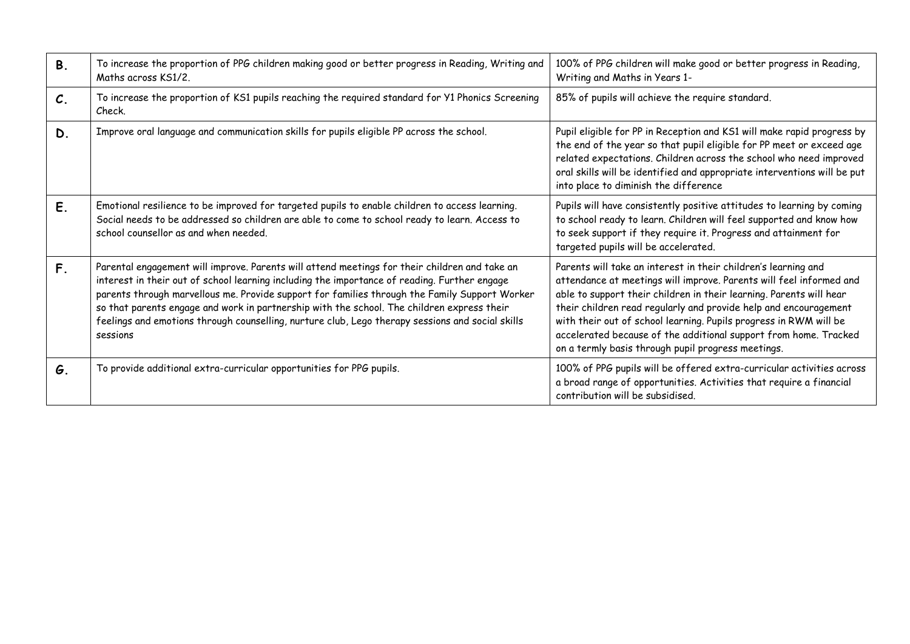| | | |
|---|---|---|
| **B.** | To increase the proportion of PPG children making good or better progress in Reading, Writing and Maths across KS1/2. | 100% of PPG children will make good or better progress in Reading, Writing and Maths in Years 1- |
| **C.** | To increase the proportion of KS1 pupils reaching the required standard for Y1 Phonics Screening Check. | 85% of pupils will achieve the require standard. |
| **D.** | Improve oral language and communication skills for pupils eligible PP across the school. | Pupil eligible for PP in Reception and KS1 will make rapid progress by the end of the year so that pupil eligible for PP meet or exceed age related expectations. Children across the school who need improved oral skills will be identified and appropriate interventions will be put into place to diminish the difference |
| **E.** | Emotional resilience to be improved for targeted pupils to enable children to access learning. Social needs to be addressed so children are able to come to school ready to learn. Access to school counsellor as and when needed. | Pupils will have consistently positive attitudes to learning by coming to school ready to learn. Children will feel supported and know how to seek support if they require it. Progress and attainment for targeted pupils will be accelerated. |
| **F.** | Parental engagement will improve. Parents will attend meetings for their children and take an interest in their out of school learning including the importance of reading. Further engage parents through marvellous me. Provide support for families through the Family Support Worker so that parents engage and work in partnership with the school. The children express their feelings and emotions through counselling, nurture club, Lego therapy sessions and social skills sessions | Parents will take an interest in their children's learning and attendance at meetings will improve. Parents will feel informed and able to support their children in their learning. Parents will hear their children read regularly and provide help and encouragement with their out of school learning. Pupils progress in RWM will be accelerated because of the additional support from home. Tracked on a termly basis through pupil progress meetings. |
| **G.** | To provide additional extra-curricular opportunities for PPG pupils. | 100% of PPG pupils will be offered extra-curricular activities across a broad range of opportunities. Activities that require a financial contribution will be subsidised. |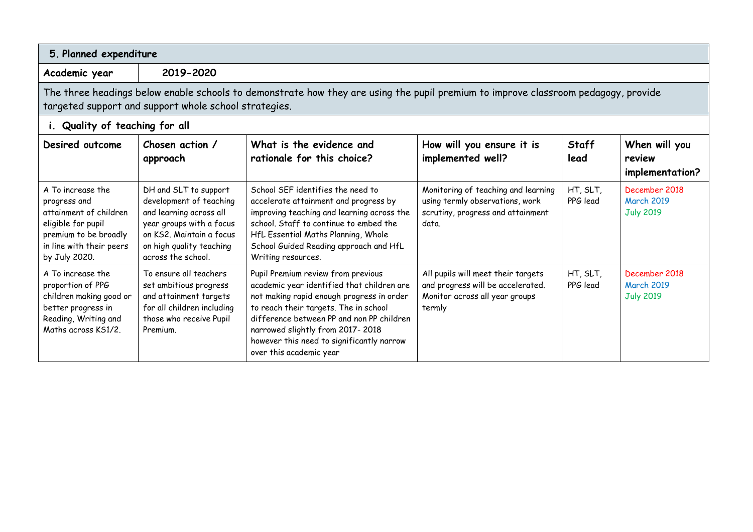## 5. Planned expenditure

| Academic year | 2019-2020 |
|---|---|

The three headings below enable schools to demonstrate how they are using the pupil premium to improve classroom pedagogy, provide targeted support and support whole school strategies.

### i. Quality of teaching for all

| Desired outcome | Chosen action / approach | What is the evidence and rationale for this choice? | How will you ensure it is implemented well? | Staff lead | When will you review implementation? |
|---|---|---|---|---|---|
| A To increase the progress and attainment of children eligible for pupil premium to be broadly in line with their peers by July 2020. | DH and SLT to support development of teaching and learning across all year groups with a focus on KS2. Maintain a focus on high quality teaching across the school. | School SEF identifies the need to accelerate attainment and progress by improving teaching and learning across the school. Staff to continue to embed the HfL Essential Maths Planning, Whole School Guided Reading approach and HfL Writing resources. | Monitoring of teaching and learning using termly observations, work scrutiny, progress and attainment data. | HT, SLT, PPG lead | December 2018<br>March 2019<br>July 2019 |
| A To increase the proportion of PPG children making good or better progress in Reading, Writing and Maths across KS1/2. | To ensure all teachers set ambitious progress and attainment targets for all children including those who receive Pupil Premium. | Pupil Premium review from previous academic year identified that children are not making rapid enough progress in order to reach their targets. The in school difference between PP and non PP children narrowed slightly from 2017- 2018 however this need to significantly narrow over this academic year | All pupils will meet their targets and progress will be accelerated. Monitor across all year groups termly | HT, SLT, PPG lead | December 2018<br>March 2019<br>July 2019 |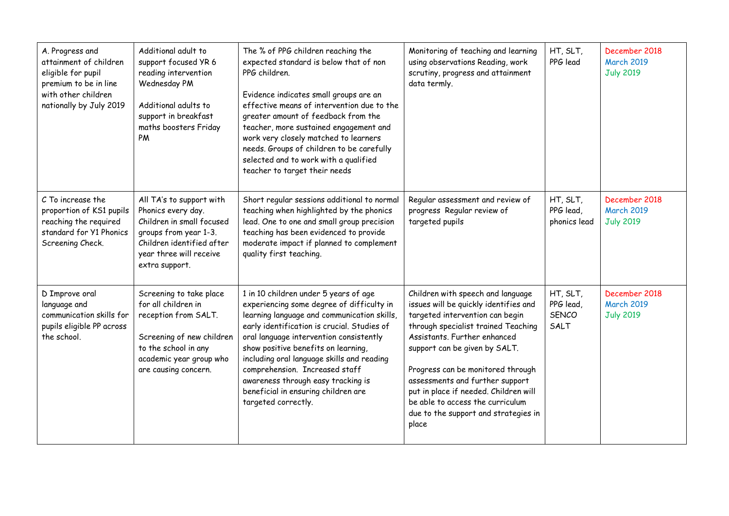| | | | | | |
|---|---|---|---|---|---|
| A. Progress and attainment of children eligible for pupil premium to be in line with other children nationally by July 2019 | Additional adult to support focused YR 6 reading intervention Wednesday PM<br><br>Additional adults to support in breakfast maths boosters Friday PM | The % of PPG children reaching the expected standard is below that of non PPG children.<br><br>Evidence indicates small groups are an effective means of intervention due to the greater amount of feedback from the teacher, more sustained engagement and work very closely matched to learners needs. Groups of children to be carefully selected and to work with a qualified teacher to target their needs | Monitoring of teaching and learning using observations Reading, work scrutiny, progress and attainment data termly. | HT, SLT, PPG lead | December 2018<br>March 2019<br>July 2019 |
| C To increase the proportion of KS1 pupils reaching the required standard for Y1 Phonics Screening Check. | All TA's to support with Phonics every day. Children in small focused groups from year 1-3. Children identified after year three will receive extra support. | Short regular sessions additional to normal teaching when highlighted by the phonics lead. One to one and small group precision teaching has been evidenced to provide moderate impact if planned to complement quality first teaching. | Regular assessment and review of progress Regular review of targeted pupils | HT, SLT, PPG lead, phonics lead | December 2018<br>March 2019<br>July 2019 |
| D Improve oral language and communication skills for pupils eligible PP across the school. | Screening to take place for all children in reception from SALT.<br><br>Screening of new children to the school in any academic year group who are causing concern. | 1 in 10 children under 5 years of age experiencing some degree of difficulty in learning language and communication skills, early identification is crucial. Studies of oral language intervention consistently show positive benefits on learning, including oral language skills and reading comprehension. Increased staff awareness through easy tracking is beneficial in ensuring children are targeted correctly. | Children with speech and language issues will be quickly identifies and targeted intervention can begin through specialist trained Teaching Assistants. Further enhanced support can be given by SALT.<br><br>Progress can be monitored through assessments and further support put in place if needed. Children will be able to access the curriculum due to the support and strategies in place | HT, SLT, PPG lead, SENCO SALT | December 2018<br>March 2019<br>July 2019 |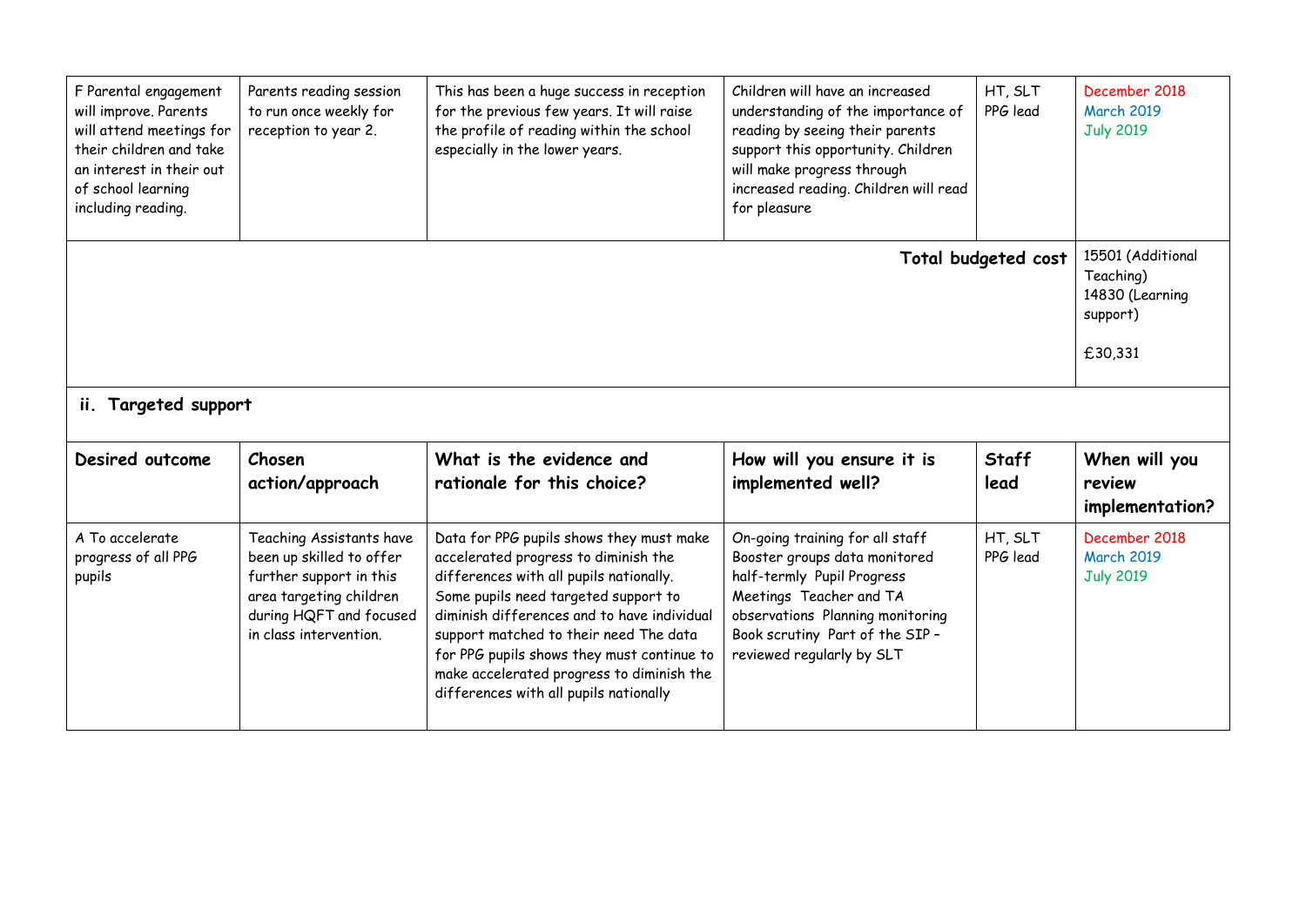| F Parental engagement will improve. Parents will attend meetings for their children and take an interest in their out of school learning including reading. | Parents reading session to run once weekly for reception to year 2. | This has been a huge success in reception for the previous few years. It will raise the profile of reading within the school especially in the lower years. | Children will have an increased understanding of the importance of reading by seeing their parents support this opportunity. Children will make progress through increased reading. Children will read for pleasure | HT, SLT PPG lead | December 2018 March 2019 July 2019 |
|---|---|---|---|---|---|
| | | | | **Total budgeted cost** | 15501 (Additional Teaching) 14830 (Learning support) £30,331 |

### ii. Targeted support

| Desired outcome | Chosen action/approach | What is the evidence and rationale for this choice? | How will you ensure it is implemented well? | Staff lead | When will you review implementation? |
|---|---|---|---|---|---|
| A To accelerate progress of all PPG pupils | Teaching Assistants have been up skilled to offer further support in this area targeting children during HQFT and focused in class intervention. | Data for PPG pupils shows they must make accelerated progress to diminish the differences with all pupils nationally. Some pupils need targeted support to diminish differences and to have individual support matched to their need The data for PPG pupils shows they must continue to make accelerated progress to diminish the differences with all pupils nationally | On-going training for all staff Booster groups data monitored half-termly Pupil Progress Meetings Teacher and TA observations Planning monitoring Book scrutiny Part of the SIP – reviewed regularly by SLT | HT, SLT PPG lead | December 2018 March 2019 July 2019 |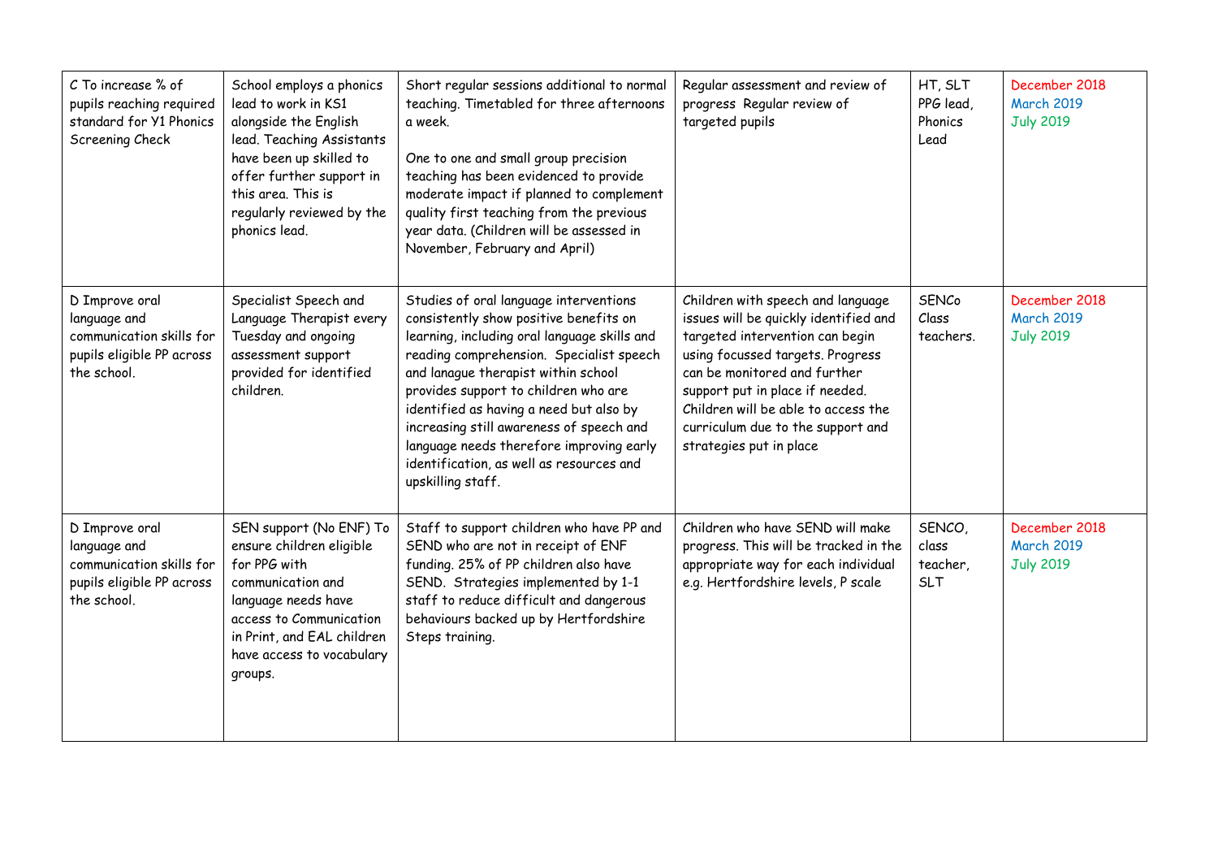| | | | | | |
|---|---|---|---|---|---|
| C To increase % of pupils reaching required standard for Y1 Phonics Screening Check | School employs a phonics lead to work in KS1 alongside the English lead. Teaching Assistants have been up skilled to offer further support in this area. This is regularly reviewed by the phonics lead. | Short regular sessions additional to normal teaching. Timetabled for three afternoons a week.<br><br>One to one and small group precision teaching has been evidenced to provide moderate impact if planned to complement quality first teaching from the previous year data. (Children will be assessed in November, February and April) | Regular assessment and review of progress Regular review of targeted pupils | HT, SLT PPG lead, Phonics Lead | December 2018<br>March 2019<br>July 2019 |
| D Improve oral language and communication skills for pupils eligible PP across the school. | Specialist Speech and Language Therapist every Tuesday and ongoing assessment support provided for identified children. | Studies of oral language interventions consistently show positive benefits on learning, including oral language skills and reading comprehension. Specialist speech and lanague therapist within school provides support to children who are identified as having a need but also by increasing still awareness of speech and language needs therefore improving early identification, as well as resources and upskilling staff. | Children with speech and language issues will be quickly identified and targeted intervention can begin using focussed targets. Progress can be monitored and further support put in place if needed. Children will be able to access the curriculum due to the support and strategies put in place | SENCo Class teachers. | December 2018<br>March 2019<br>July 2019 |
| D Improve oral language and communication skills for pupils eligible PP across the school. | SEN support (No ENF) To ensure children eligible for PPG with communication and language needs have access to Communication in Print, and EAL children have access to vocabulary groups. | Staff to support children who have PP and SEND who are not in receipt of ENF funding. 25% of PP children also have SEND. Strategies implemented by 1-1 staff to reduce difficult and dangerous behaviours backed up by Hertfordshire Steps training. | Children who have SEND will make progress. This will be tracked in the appropriate way for each individual e.g. Hertfordshire levels, P scale | SENCO, class teacher, SLT | December 2018<br>March 2019<br>July 2019 |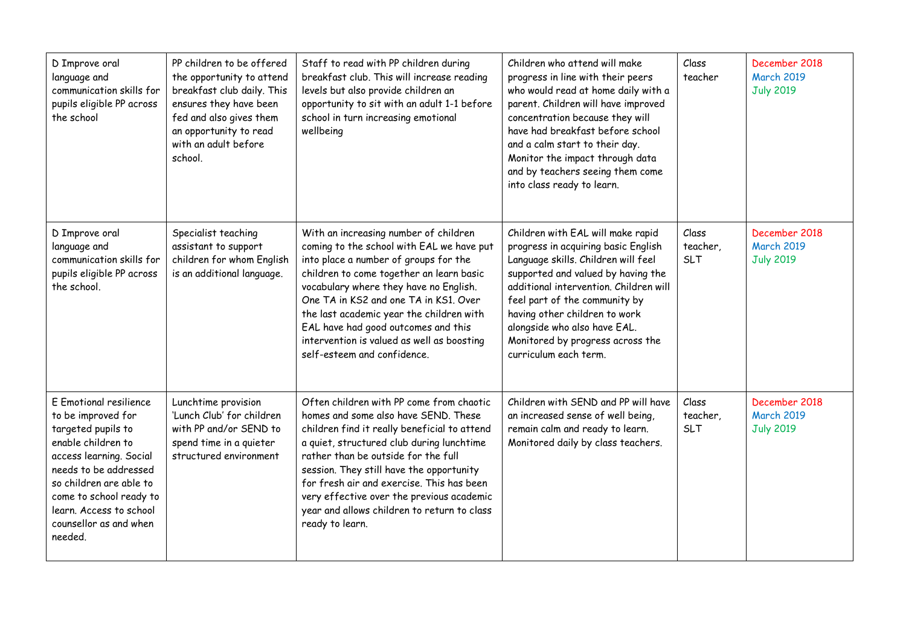| | | | | | |
|---|---|---|---|---|---|
| D Improve oral language and communication skills for pupils eligible PP across the school | PP children to be offered the opportunity to attend breakfast club daily. This ensures they have been fed and also gives them an opportunity to read with an adult before school. | Staff to read with PP children during breakfast club. This will increase reading levels but also provide children an opportunity to sit with an adult 1-1 before school in turn increasing emotional wellbeing | Children who attend will make progress in line with their peers who would read at home daily with a parent. Children will have improved concentration because they will have had breakfast before school and a calm start to their day. Monitor the impact through data and by teachers seeing them come into class ready to learn. | Class teacher | December 2018<br>March 2019<br>July 2019 |
| D Improve oral language and communication skills for pupils eligible PP across the school. | Specialist teaching assistant to support children for whom English is an additional language. | With an increasing number of children coming to the school with EAL we have put into place a number of groups for the children to come together an learn basic vocabulary where they have no English. One TA in KS2 and one TA in KS1. Over the last academic year the children with EAL have had good outcomes and this intervention is valued as well as boosting self-esteem and confidence. | Children with EAL will make rapid progress in acquiring basic English Language skills. Children will feel supported and valued by having the additional intervention. Children will feel part of the community by having other children to work alongside who also have EAL. Monitored by progress across the curriculum each term. | Class teacher, SLT | December 2018<br>March 2019<br>July 2019 |
| E Emotional resilience to be improved for targeted pupils to enable children to access learning. Social needs to be addressed so children are able to come to school ready to learn. Access to school counsellor as and when needed. | Lunchtime provision 'Lunch Club' for children with PP and/or SEND to spend time in a quieter structured environment | Often children with PP come from chaotic homes and some also have SEND. These children find it really beneficial to attend a quiet, structured club during lunchtime rather than be outside for the full session. They still have the opportunity for fresh air and exercise. This has been very effective over the previous academic year and allows children to return to class ready to learn. | Children with SEND and PP will have an increased sense of well being, remain calm and ready to learn. Monitored daily by class teachers. | Class teacher, SLT | December 2018<br>March 2019<br>July 2019 |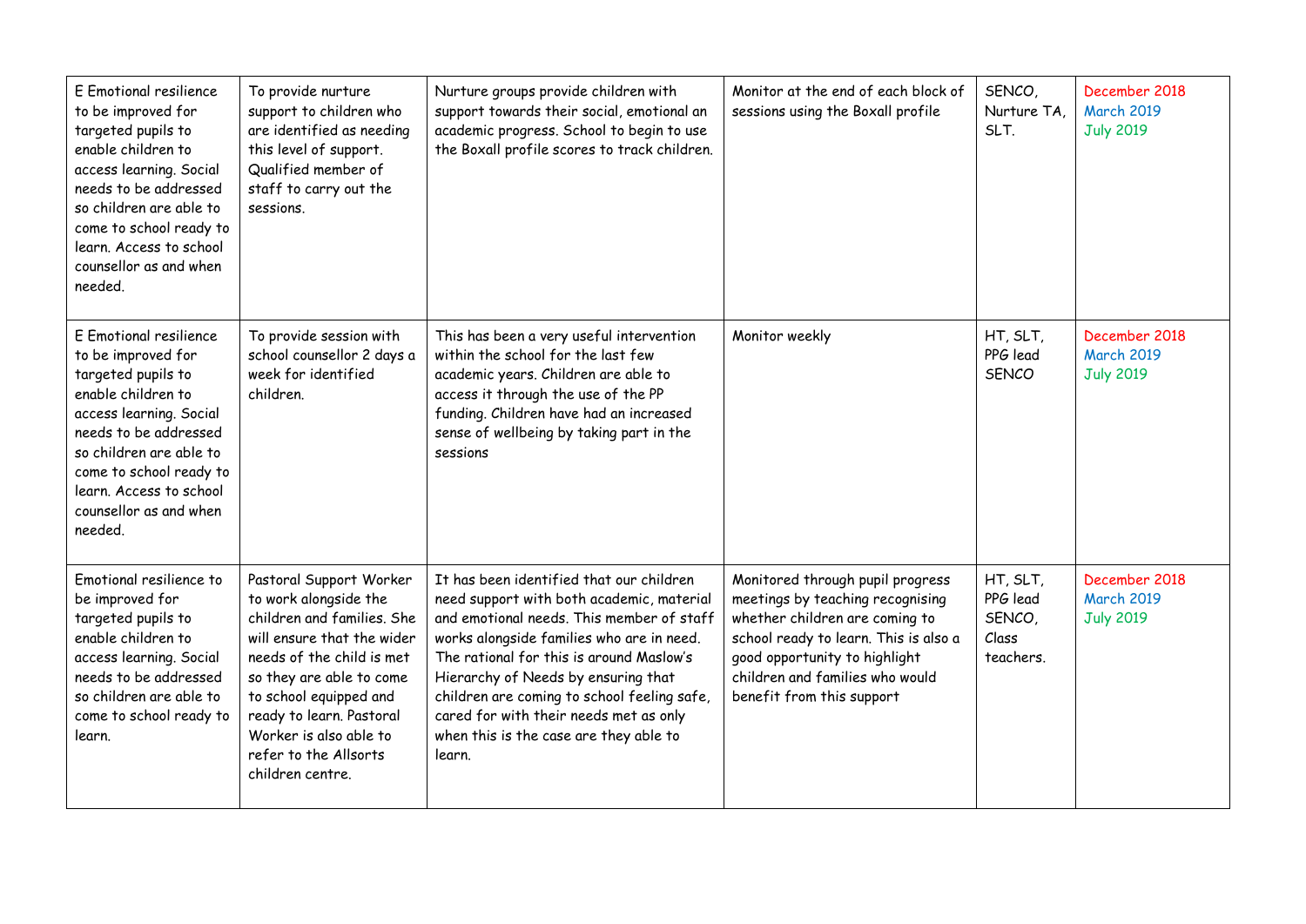| E Emotional resilience to be improved for targeted pupils to enable children to access learning. Social needs to be addressed so children are able to come to school ready to learn. Access to school counsellor as and when needed. | To provide nurture support to children who are identified as needing this level of support. Qualified member of staff to carry out the sessions. | Nurture groups provide children with support towards their social, emotional an academic progress. School to begin to use the Boxall profile scores to track children. | Monitor at the end of each block of sessions using the Boxall profile | SENCO, Nurture TA, SLT. | December 2018<br>March 2019<br>July 2019 |
|---|---|---|---|---|---|
| E Emotional resilience to be improved for targeted pupils to enable children to access learning. Social needs to be addressed so children are able to come to school ready to learn. Access to school counsellor as and when needed. | To provide session with school counsellor 2 days a week for identified children. | This has been a very useful intervention within the school for the last few academic years. Children are able to access it through the use of the PP funding. Children have had an increased sense of wellbeing by taking part in the sessions | Monitor weekly | HT, SLT, PPG lead SENCO | December 2018<br>March 2019<br>July 2019 |
| Emotional resilience to be improved for targeted pupils to enable children to access learning. Social needs to be addressed so children are able to come to school ready to learn. | Pastoral Support Worker to work alongside the children and families. She will ensure that the wider needs of the child is met so they are able to come to school equipped and ready to learn. Pastoral Worker is also able to refer to the Allsorts children centre. | It has been identified that our children need support with both academic, material and emotional needs. This member of staff works alongside families who are in need. The rational for this is around Maslow's Hierarchy of Needs by ensuring that children are coming to school feeling safe, cared for with their needs met as only when this is the case are they able to learn. | Monitored through pupil progress meetings by teaching recognising whether children are coming to school ready to learn. This is also a good opportunity to highlight children and families who would benefit from this support | HT, SLT, PPG lead SENCO, Class teachers. | December 2018<br>March 2019<br>July 2019 |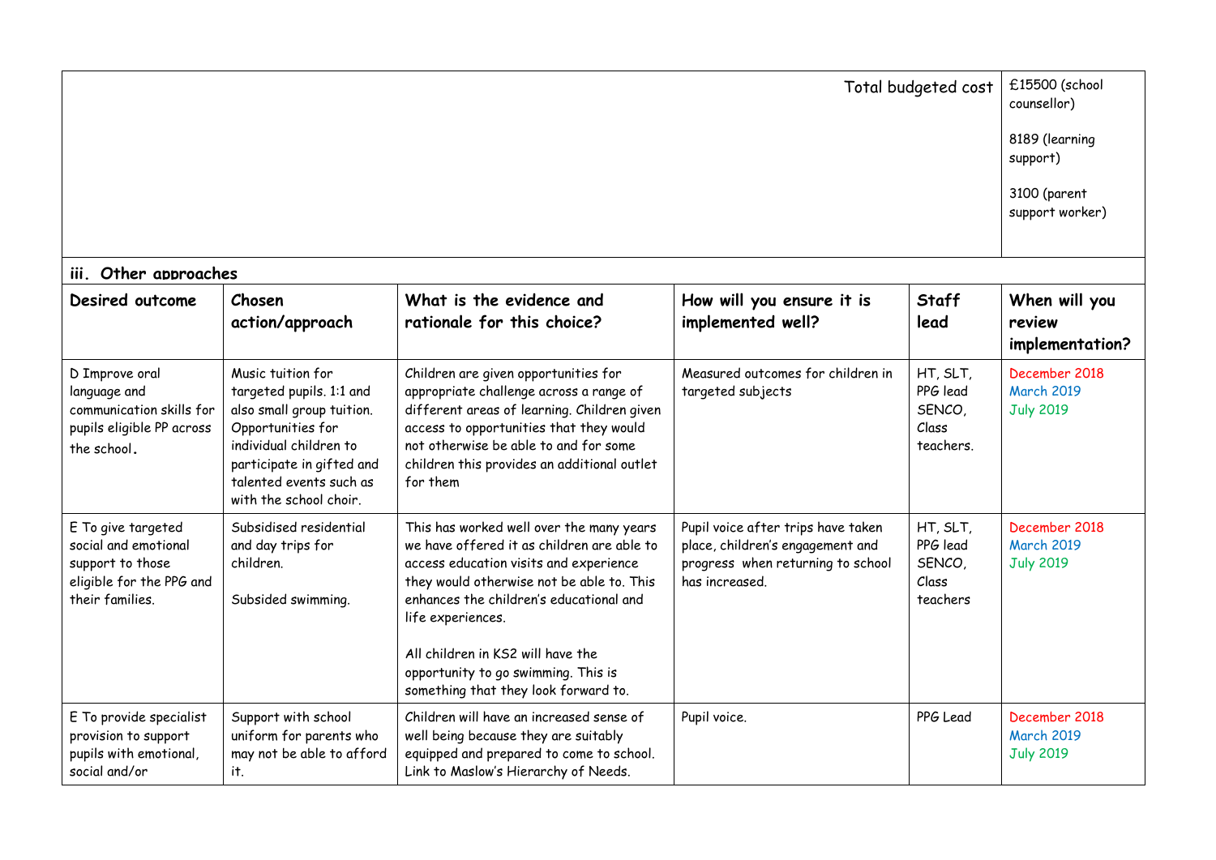| | Total budgeted cost | £15500 (school counsellor)<br><br>8189 (learning support)<br><br>3100 (parent support worker) |
|---|---|---|

### iii. Other approaches

| Desired outcome | Chosen action/approach | What is the evidence and rationale for this choice? | How will you ensure it is implemented well? | Staff lead | When will you review implementation? |
|---|---|---|---|---|---|
| D Improve oral language and communication skills for pupils eligible PP across the school. | Music tuition for targeted pupils. 1:1 and also small group tuition. Opportunities for individual children to participate in gifted and talented events such as with the school choir. | Children are given opportunities for appropriate challenge across a range of different areas of learning. Children given access to opportunities that they would not otherwise be able to and for some children this provides an additional outlet for them | Measured outcomes for children in targeted subjects | HT, SLT, PPG lead SENCO, Class teachers. | December 2018<br>March 2019<br>July 2019 |
| E To give targeted social and emotional support to those eligible for the PPG and their families. | Subsidised residential and day trips for children.<br><br>Subsided swimming. | This has worked well over the many years we have offered it as children are able to access education visits and experience they would otherwise not be able to. This enhances the children's educational and life experiences.<br><br>All children in KS2 will have the opportunity to go swimming. This is something that they look forward to. | Pupil voice after trips have taken place, children's engagement and progress when returning to school has increased. | HT, SLT, PPG lead SENCO, Class teachers | December 2018<br>March 2019<br>July 2019 |
| E To provide specialist provision to support pupils with emotional, social and/or | Support with school uniform for parents who may not be able to afford it. | Children will have an increased sense of well being because they are suitably equipped and prepared to come to school. Link to Maslow's Hierarchy of Needs. | Pupil voice. | PPG Lead | December 2018<br>March 2019<br>July 2019 |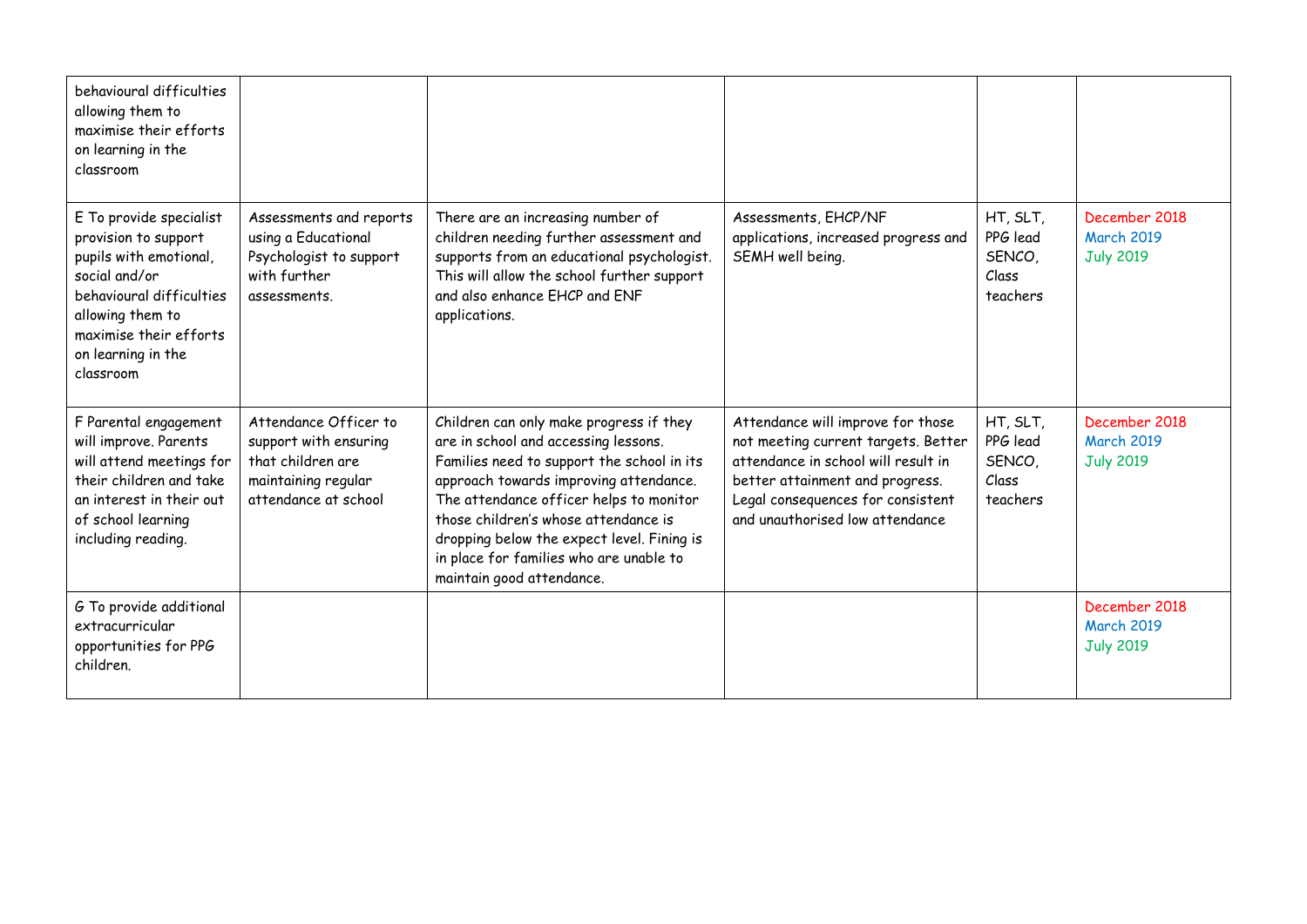| | | | | | |
|---|---|---|---|---|---|
| behavioural difficulties allowing them to maximise their efforts on learning in the classroom | | | | | |
| E To provide specialist provision to support pupils with emotional, social and/or behavioural difficulties allowing them to maximise their efforts on learning in the classroom | Assessments and reports using a Educational Psychologist to support with further assessments. | There are an increasing number of children needing further assessment and supports from an educational psychologist. This will allow the school further support and also enhance EHCP and ENF applications. | Assessments, EHCP/NF applications, increased progress and SEMH well being. | HT, SLT, PPG lead SENCO, Class teachers | December 2018<br>March 2019<br>July 2019 |
| F Parental engagement will improve. Parents will attend meetings for their children and take an interest in their out of school learning including reading. | Attendance Officer to support with ensuring that children are maintaining regular attendance at school | Children can only make progress if they are in school and accessing lessons. Families need to support the school in its approach towards improving attendance. The attendance officer helps to monitor those children's whose attendance is dropping below the expect level. Fining is in place for families who are unable to maintain good attendance. | Attendance will improve for those not meeting current targets. Better attendance in school will result in better attainment and progress. Legal consequences for consistent and unauthorised low attendance | HT, SLT, PPG lead SENCO, Class teachers | December 2018<br>March 2019<br>July 2019 |
| G To provide additional extracurricular opportunities for PPG children. | | | | | December 2018<br>March 2019<br>July 2019 |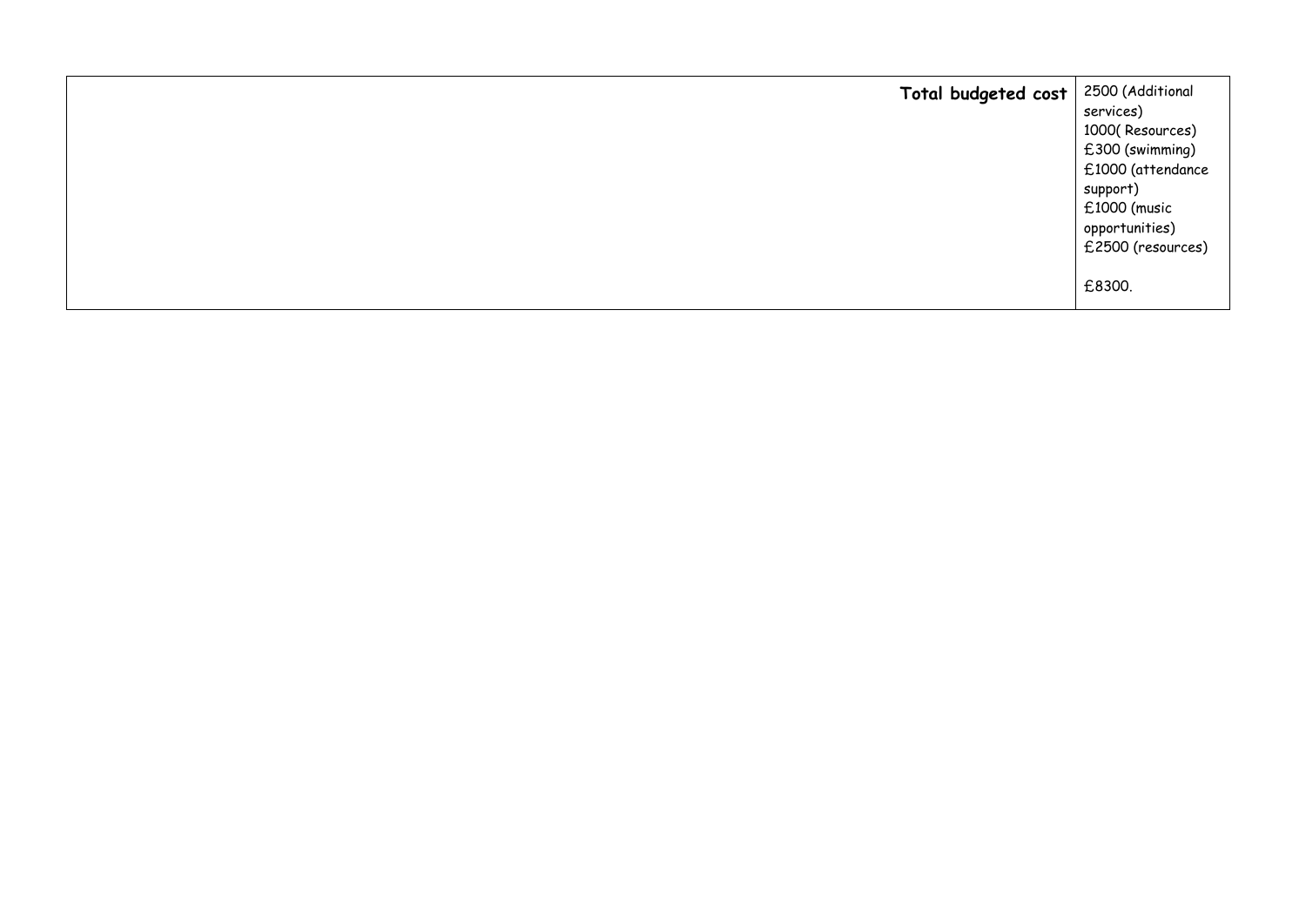| Total budgeted cost | 2500 (Additional services)<br>1000( Resources)<br>£300 (swimming)<br>£1000 (attendance support)<br>£1000 (music opportunities)<br>£2500 (resources)<br><br>£8300. |
|---|---|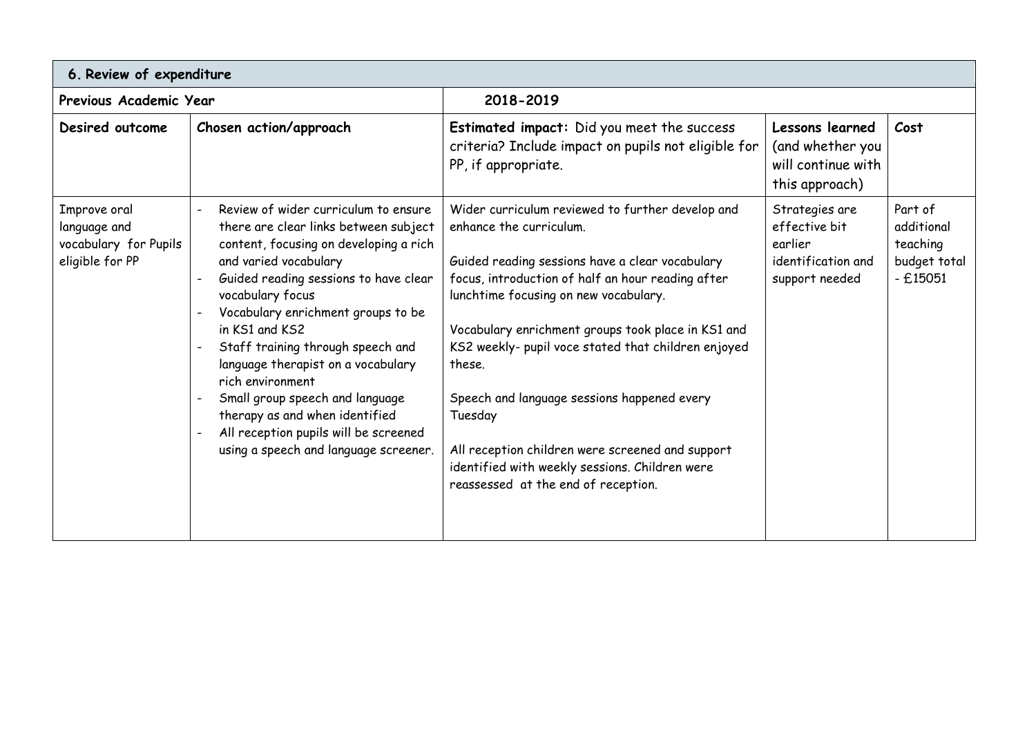## 6. Review of expenditure

| Previous Academic Year | | 2018-2019 | | |
|---|---|---|---|---|
| **Desired outcome** | **Chosen action/approach** | **Estimated impact:** Did you meet the success criteria? Include impact on pupils not eligible for PP, if appropriate. | **Lessons learned** (and whether you will continue with this approach) | **Cost** |
| Improve oral language and vocabulary for Pupils eligible for PP | - Review of wider curriculum to ensure there are clear links between subject content, focusing on developing a rich and varied vocabulary<br>- Guided reading sessions to have clear vocabulary focus<br>- Vocabulary enrichment groups to be in KS1 and KS2<br>- Staff training through speech and language therapist on a vocabulary rich environment<br>- Small group speech and language therapy as and when identified<br>- All reception pupils will be screened using a speech and language screener. | Wider curriculum reviewed to further develop and enhance the curriculum.<br><br>Guided reading sessions have a clear vocabulary focus, introduction of half an hour reading after lunchtime focusing on new vocabulary.<br><br>Vocabulary enrichment groups took place in KS1 and KS2 weekly- pupil voce stated that children enjoyed these.<br><br>Speech and language sessions happened every Tuesday<br><br>All reception children were screened and support identified with weekly sessions. Children were reassessed at the end of reception. | Strategies are effective bit earlier identification and support needed | Part of additional teaching budget total - £15051 |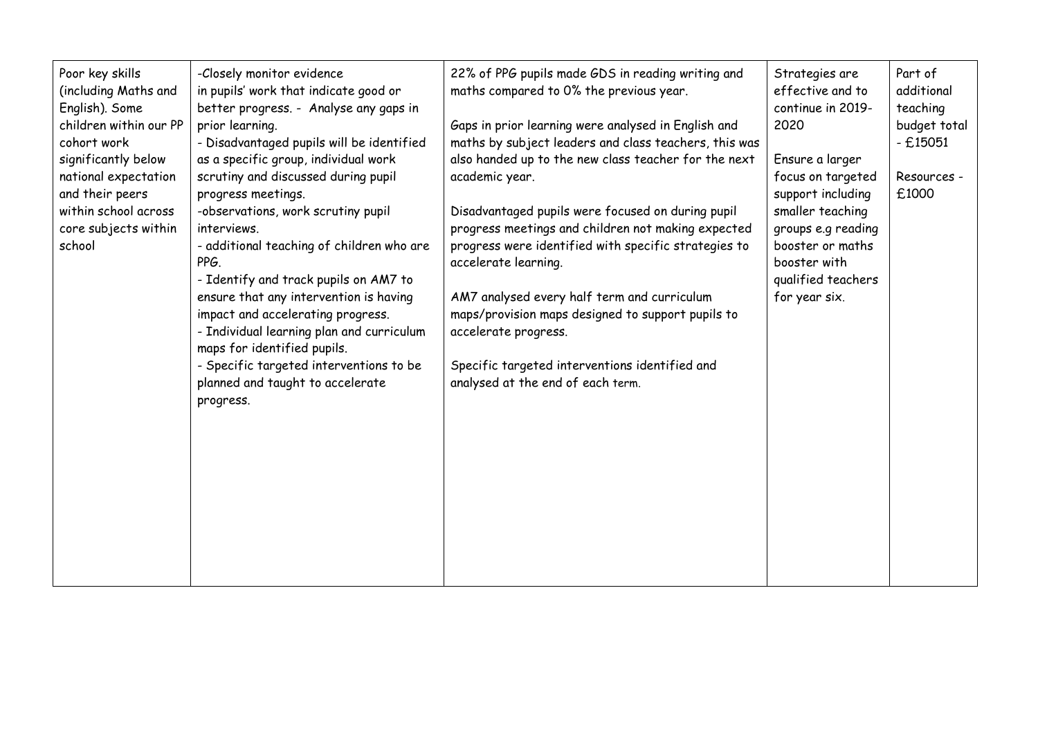| | | | | |
|---|---|---|---|---|
| Poor key skills (including Maths and English). Some children within our PP cohort work significantly below national expectation and their peers within school across core subjects within school | -Closely monitor evidence in pupils' work that indicate good or better progress. - Analyse any gaps in prior learning.<br>- Disadvantaged pupils will be identified as a specific group, individual work scrutiny and discussed during pupil progress meetings.<br>-observations, work scrutiny pupil interviews.<br>- additional teaching of children who are PPG.<br>- Identify and track pupils on AM7 to ensure that any intervention is having impact and accelerating progress.<br>- Individual learning plan and curriculum maps for identified pupils.<br>- Specific targeted interventions to be planned and taught to accelerate progress. | 22% of PPG pupils made GDS in reading writing and maths compared to 0% the previous year.<br><br>Gaps in prior learning were analysed in English and maths by subject leaders and class teachers, this was also handed up to the new class teacher for the next academic year.<br><br>Disadvantaged pupils were focused on during pupil progress meetings and children not making expected progress were identified with specific strategies to accelerate learning.<br><br>AM7 analysed every half term and curriculum maps/provision maps designed to support pupils to accelerate progress.<br><br>Specific targeted interventions identified and analysed at the end of each term. | Strategies are effective and to continue in 2019-2020<br><br>Ensure a larger focus on targeted support including smaller teaching groups e.g reading booster or maths booster with qualified teachers for year six. | Part of additional teaching budget total - £15051<br><br>Resources - £1000 |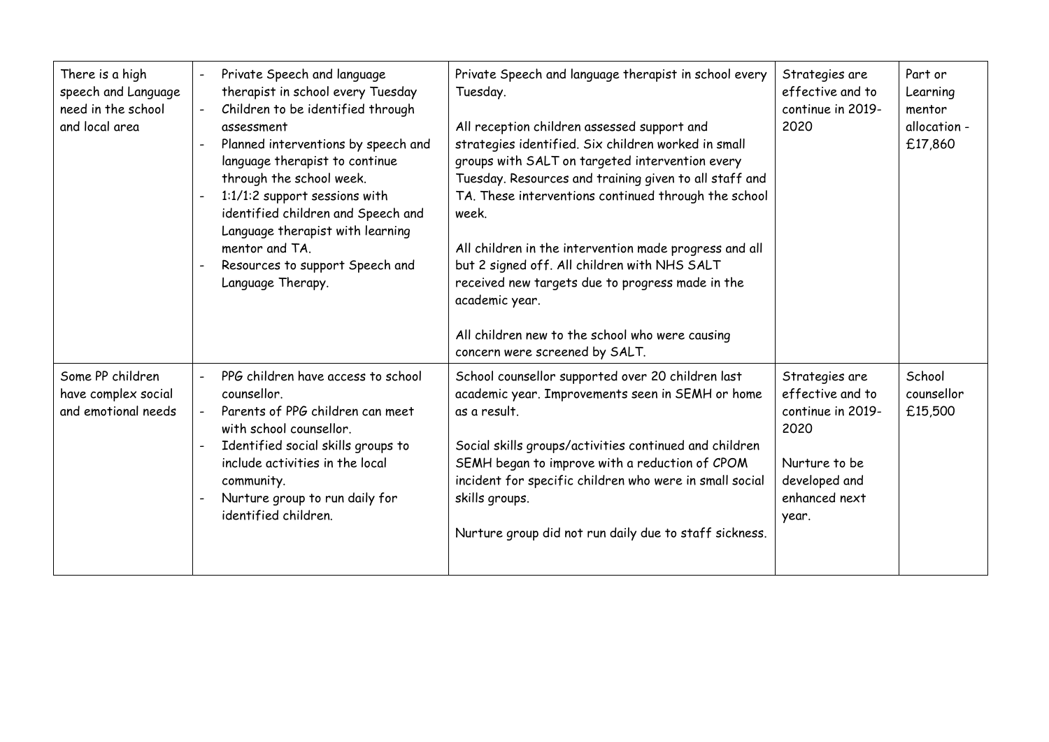| | | | | |
|---|---|---|---|---|
| There is a high speech and Language need in the school and local area | - Private Speech and language therapist in school every Tuesday<br>- Children to be identified through assessment<br>- Planned interventions by speech and language therapist to continue through the school week.<br>- 1:1/1:2 support sessions with identified children and Speech and Language therapist with learning mentor and TA.<br>- Resources to support Speech and Language Therapy. | Private Speech and language therapist in school every Tuesday.<br><br>All reception children assessed support and strategies identified. Six children worked in small groups with SALT on targeted intervention every Tuesday. Resources and training given to all staff and TA. These interventions continued through the school week.<br><br>All children in the intervention made progress and all but 2 signed off. All children with NHS SALT received new targets due to progress made in the academic year.<br><br>All children new to the school who were causing concern were screened by SALT. | Strategies are effective and to continue in 2019-2020 | Part or Learning mentor allocation - £17,860 |
| Some PP children have complex social and emotional needs | - PPG children have access to school counsellor.<br>- Parents of PPG children can meet with school counsellor.<br>- Identified social skills groups to include activities in the local community.<br>- Nurture group to run daily for identified children. | School counsellor supported over 20 children last academic year. Improvements seen in SEMH or home as a result.<br><br>Social skills groups/activities continued and children SEMH began to improve with a reduction of CPOM incident for specific children who were in small social skills groups.<br><br>Nurture group did not run daily due to staff sickness. | Strategies are effective and to continue in 2019-2020<br><br>Nurture to be developed and enhanced next year. | School counsellor £15,500 |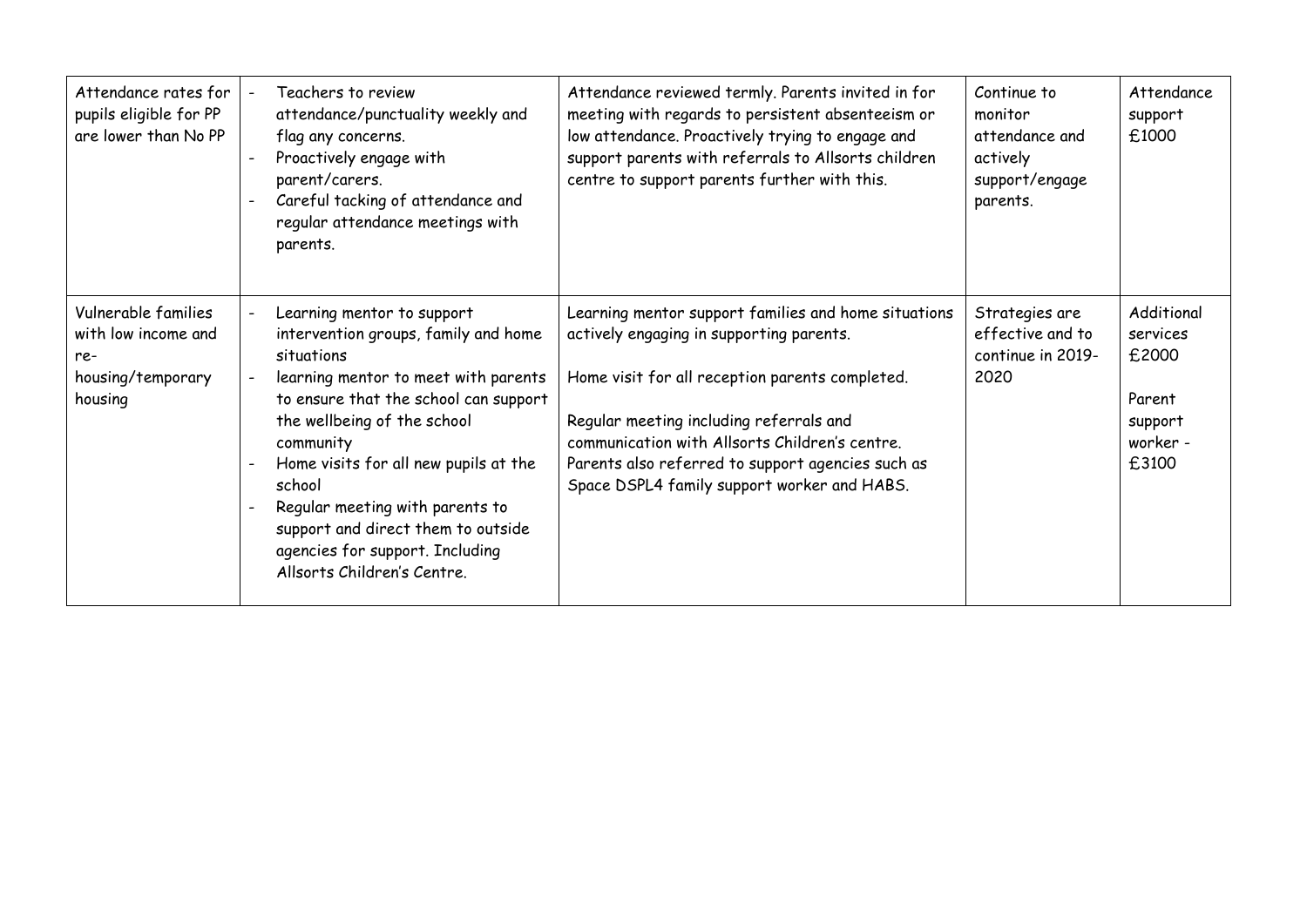| Attendance rates for pupils eligible for PP are lower than No PP | - Teachers to review attendance/punctuality weekly and flag any concerns.<br>- Proactively engage with parent/carers.<br>- Careful tacking of attendance and regular attendance meetings with parents. | Attendance reviewed termly. Parents invited in for meeting with regards to persistent absenteeism or low attendance. Proactively trying to engage and support parents with referrals to Allsorts children centre to support parents further with this. | Continue to monitor attendance and actively support/engage parents. | Attendance support £1000 |
|---|---|---|---|---|
| Vulnerable families with low income and re-housing/temporary housing | - Learning mentor to support intervention groups, family and home situations<br>- learning mentor to meet with parents to ensure that the school can support the wellbeing of the school community<br>- Home visits for all new pupils at the school<br>- Regular meeting with parents to support and direct them to outside agencies for support. Including Allsorts Children's Centre. | Learning mentor support families and home situations actively engaging in supporting parents.<br><br>Home visit for all reception parents completed.<br><br>Regular meeting including referrals and communication with Allsorts Children's centre. Parents also referred to support agencies such as Space DSPL4 family support worker and HABS. | Strategies are effective and to continue in 2019-2020 | Additional services £2000<br><br>Parent support worker - £3100 |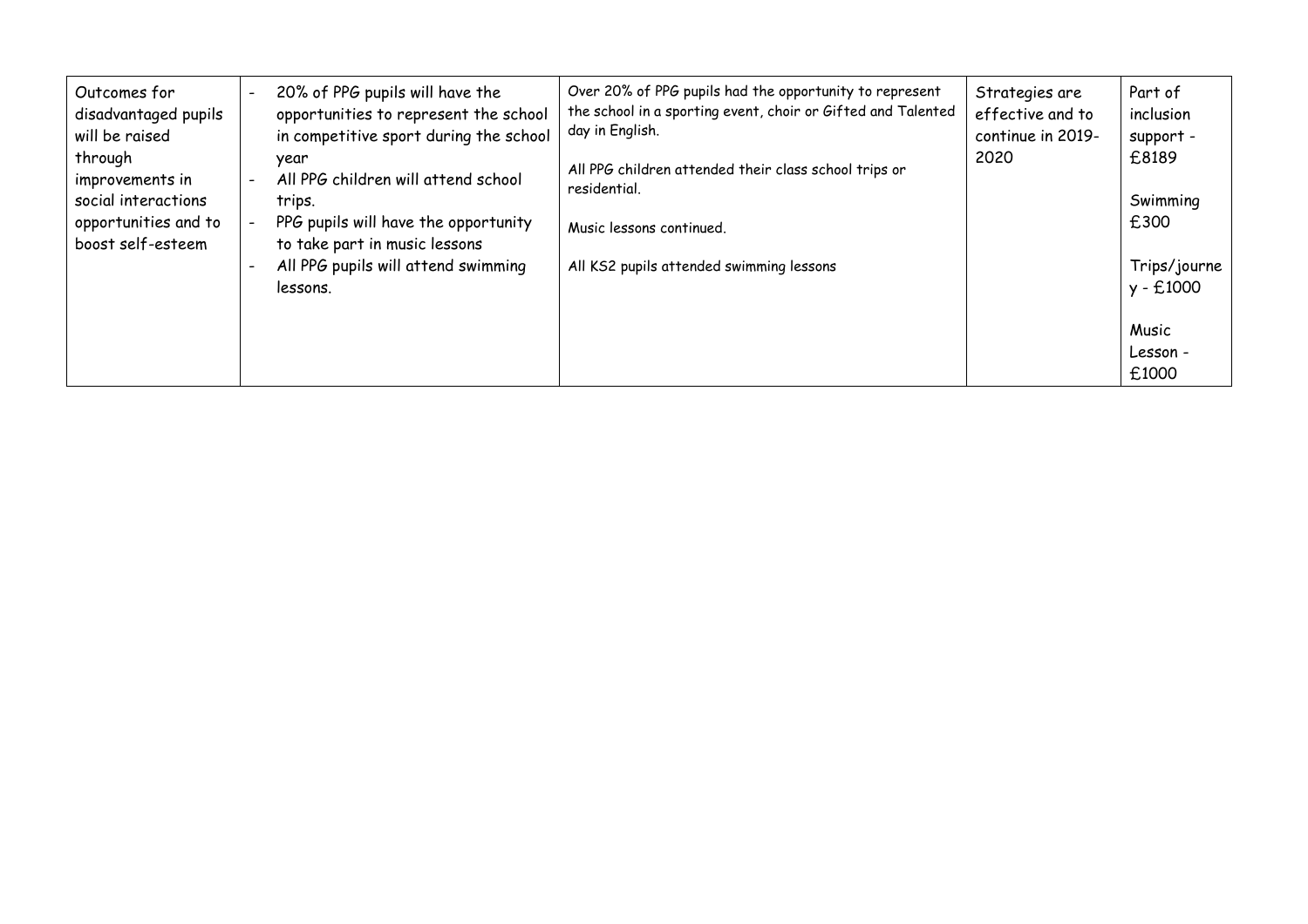| | | | | |
|---|---|---|---|---|
| Outcomes for disadvantaged pupils will be raised through improvements in social interactions opportunities and to boost self-esteem | - 20% of PPG pupils will have the opportunities to represent the school in competitive sport during the school year<br>- All PPG children will attend school trips.<br>- PPG pupils will have the opportunity to take part in music lessons<br>- All PPG pupils will attend swimming lessons. | Over 20% of PPG pupils had the opportunity to represent the school in a sporting event, choir or Gifted and Talented day in English.<br><br>All PPG children attended their class school trips or residential.<br><br>Music lessons continued.<br><br>All KS2 pupils attended swimming lessons | Strategies are effective and to continue in 2019-2020 | Part of inclusion support - £8189<br><br>Swimming £300<br><br>Trips/journey - £1000<br><br>Music Lesson - £1000 |